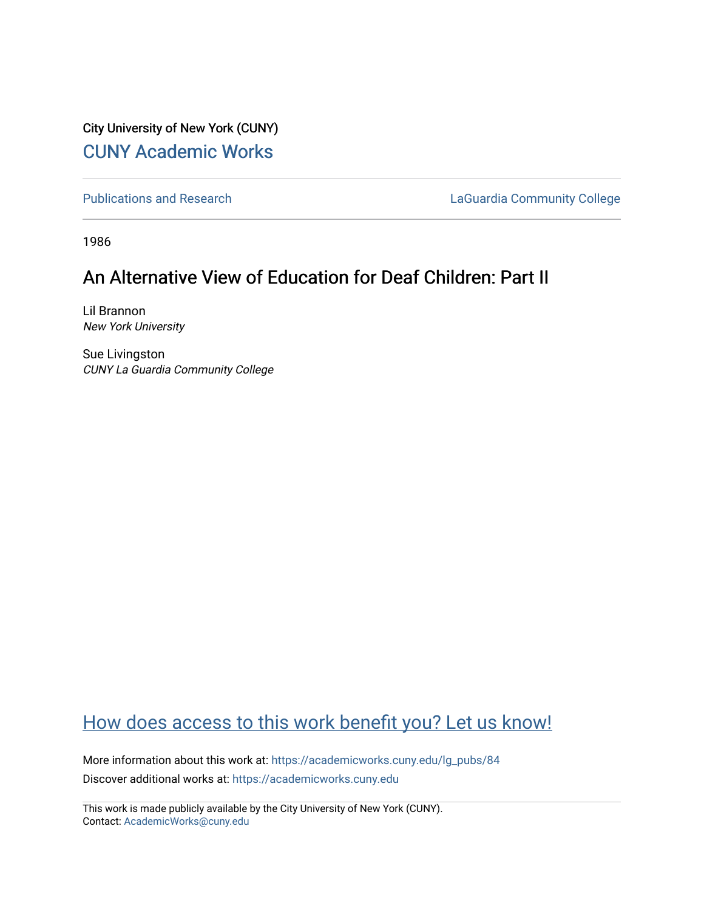City University of New York (CUNY)

[CUNY Academic Works](https://academicworks.cuny.edu)

[Publications and Research](https://academicworks.cuny.edu/lg_pubs) | [LaGuardia Community College](https://academicworks.cuny.edu/lg)

1986

# An Alternative View of Education for Deaf Children: Part II

Lil Brannon
*New York University*

Sue Livingston
*CUNY La Guardia Community College*

## How does access to this work benefit you? Let us know!

More information about this work at: https://academicworks.cuny.edu/lg_pubs/84

Discover additional works at: https://academicworks.cuny.edu

This work is made publicly available by the City University of New York (CUNY).
Contact: AcademicWorks@cuny.edu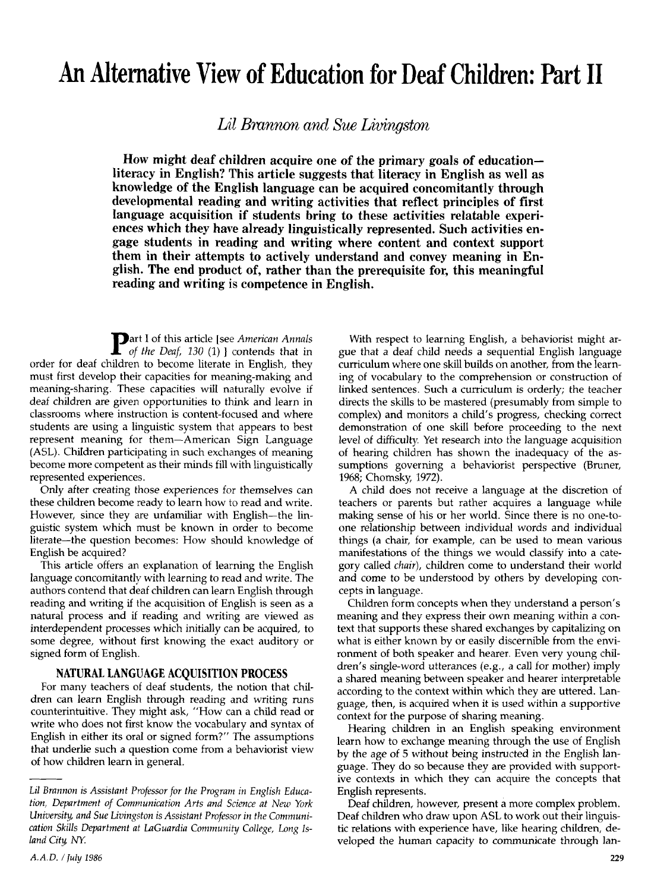# An Alternative View of Education for Deaf Children: Part II

*Lil Brannon and Sue Livingston*

**How might deaf children acquire one of the primary goals of education—literacy in English? This article suggests that literacy in English as well as knowledge of the English language can be acquired concomitantly through developmental reading and writing activities that reflect principles of first language acquisition if students bring to these activities relatable experiences which they have already linguistically represented. Such activities engage students in reading and writing where content and context support them in their attempts to actively understand and convey meaning in English. The end product of, rather than the prerequisite for, this meaningful reading and writing is competence in English.**

Part I of this article [see *American Annals of the Deaf, 130* (1) ] contends that in order for deaf children to become literate in English, they must first develop their capacities for meaning-making and meaning-sharing. These capacities will naturally evolve if deaf children are given opportunities to think and learn in classrooms where instruction is content-focused and where students are using a linguistic system that appears to best represent meaning for them—American Sign Language (ASL). Children participating in such exchanges of meaning become more competent as their minds fill with linguistically represented experiences.

Only after creating those experiences for themselves can these children become ready to learn how to read and write. However, since they are unfamiliar with English—the linguistic system which must be known in order to become literate—the question becomes: How should knowledge of English be acquired?

This article offers an explanation of learning the English language concomitantly with learning to read and write. The authors contend that deaf children can learn English through reading and writing if the acquisition of English is seen as a natural process and if reading and writing are viewed as interdependent processes which initially can be acquired, to some degree, without first knowing the exact auditory or signed form of English.

## NATURAL LANGUAGE ACQUISITION PROCESS

For many teachers of deaf students, the notion that children can learn English through reading and writing runs counterintuitive. They might ask, "How can a child read or write who does not first know the vocabulary and syntax of English in either its oral or signed form?" The assumptions that underlie such a question come from a behaviorist view of how children learn in general.

With respect to learning English, a behaviorist might argue that a deaf child needs a sequential English language curriculum where one skill builds on another, from the learning of vocabulary to the comprehension or construction of linked sentences. Such a curriculum is orderly; the teacher directs the skills to be mastered (presumably from simple to complex) and monitors a child's progress, checking correct demonstration of one skill before proceeding to the next level of difficulty. Yet research into the language acquisition of hearing children has shown the inadequacy of the assumptions governing a behaviorist perspective (Bruner, 1968; Chomsky, 1972).

A child does not receive a language at the discretion of teachers or parents but rather acquires a language while making sense of his or her world. Since there is no one-to-one relationship between individual words and individual things (a chair, for example, can be used to mean various manifestations of the things we would classify into a category called *chair*), children come to understand their world and come to be understood by others by developing concepts in language.

Children form concepts when they understand a person's meaning and they express their own meaning within a context that supports these shared exchanges by capitalizing on what is either known by or easily discernible from the environment of both speaker and hearer. Even very young children's single-word utterances (e.g., a call for mother) imply a shared meaning between speaker and hearer interpretable according to the context within which they are uttered. Language, then, is acquired when it is used within a supportive context for the purpose of sharing meaning.

Hearing children in an English speaking environment learn how to exchange meaning through the use of English by the age of 5 without being instructed in the English language. They do so because they are provided with supportive contexts in which they can acquire the concepts that English represents.

Deaf children, however, present a more complex problem. Deaf children who draw upon ASL to work out their linguistic relations with experience have, like hearing children, developed the human capacity to communicate through lan-

*Lil Brannon is Assistant Professor for the Program in English Education, Department of Communication Arts and Science at New York University, and Sue Livingston is Assistant Professor in the Communication Skills Department at LaGuardia Community College, Long Island City, NY.*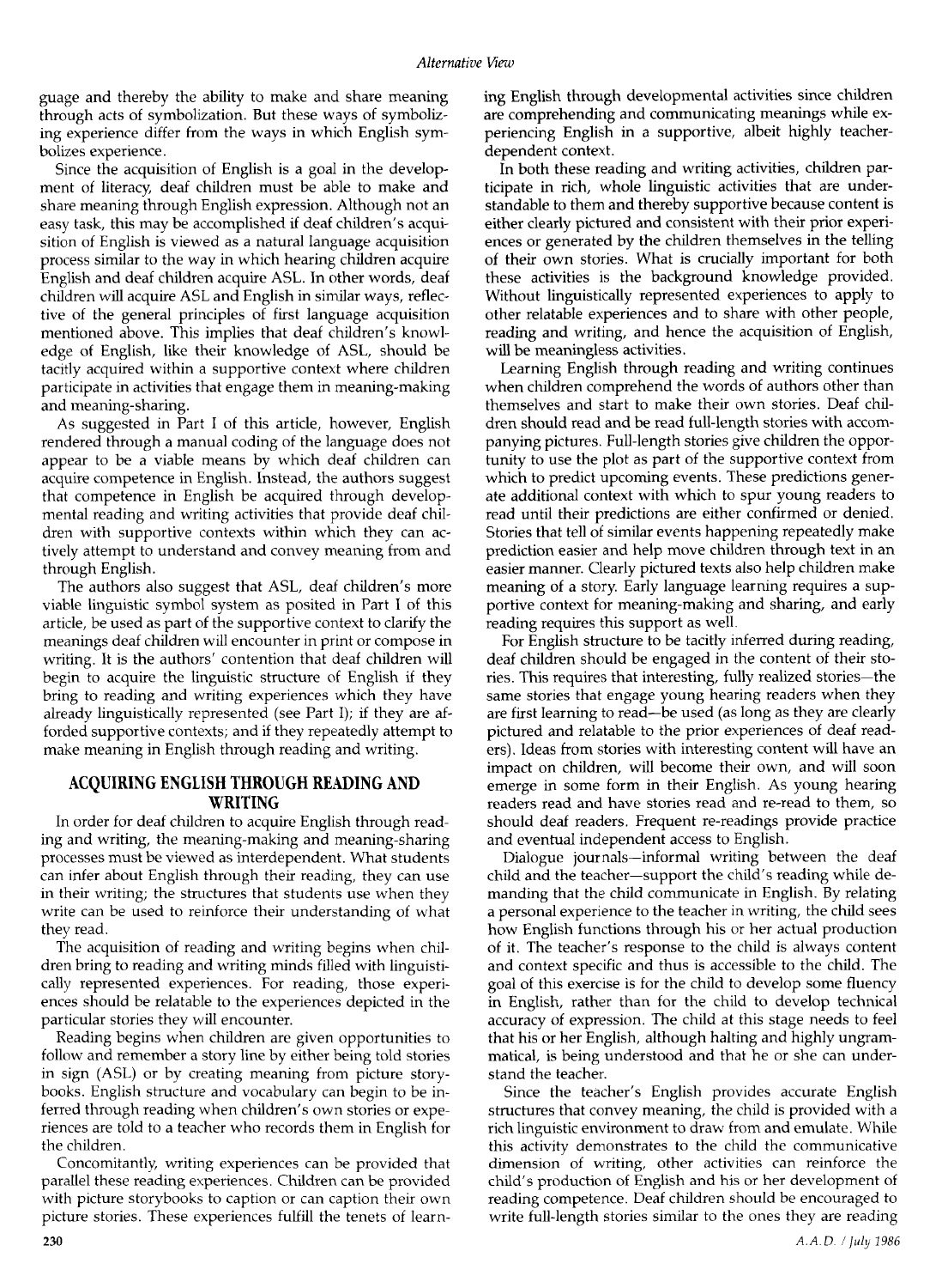guage and thereby the ability to make and share meaning through acts of symbolization. But these ways of symbolizing experience differ from the ways in which English symbolizes experience.

Since the acquisition of English is a goal in the development of literacy, deaf children must be able to make and share meaning through English expression. Although not an easy task, this may be accomplished if deaf children's acquisition of English is viewed as a natural language acquisition process similar to the way in which hearing children acquire English and deaf children acquire ASL. In other words, deaf children will acquire ASL and English in similar ways, reflective of the general principles of first language acquisition mentioned above. This implies that deaf children's knowledge of English, like their knowledge of ASL, should be tacitly acquired within a supportive context where children participate in activities that engage them in meaning-making and meaning-sharing.

As suggested in Part I of this article, however, English rendered through a manual coding of the language does not appear to be a viable means by which deaf children can acquire competence in English. Instead, the authors suggest that competence in English be acquired through developmental reading and writing activities that provide deaf children with supportive contexts within which they can actively attempt to understand and convey meaning from and through English.

The authors also suggest that ASL, deaf children's more viable linguistic symbol system as posited in Part I of this article, be used as part of the supportive context to clarify the meanings deaf children will encounter in print or compose in writing. It is the authors' contention that deaf children will begin to acquire the linguistic structure of English if they bring to reading and writing experiences which they have already linguistically represented (see Part I); if they are afforded supportive contexts; and if they repeatedly attempt to make meaning in English through reading and writing.

## ACQUIRING ENGLISH THROUGH READING AND WRITING

In order for deaf children to acquire English through reading and writing, the meaning-making and meaning-sharing processes must be viewed as interdependent. What students can infer about English through their reading, they can use in their writing; the structures that students use when they write can be used to reinforce their understanding of what they read.

The acquisition of reading and writing begins when children bring to reading and writing minds filled with linguistically represented experiences. For reading, those experiences should be relatable to the experiences depicted in the particular stories they will encounter.

Reading begins when children are given opportunities to follow and remember a story line by either being told stories in sign (ASL) or by creating meaning from picture storybooks. English structure and vocabulary can begin to be inferred through reading when children's own stories or experiences are told to a teacher who records them in English for the children.

Concomitantly, writing experiences can be provided that parallel these reading experiences. Children can be provided with picture storybooks to caption or can caption their own picture stories. These experiences fulfill the tenets of learning English through developmental activities since children are comprehending and communicating meanings while experiencing English in a supportive, albeit highly teacher-dependent context.

In both these reading and writing activities, children participate in rich, whole linguistic activities that are understandable to them and thereby supportive because content is either clearly pictured and consistent with their prior experiences or generated by the children themselves in the telling of their own stories. What is crucially important for both these activities is the background knowledge provided. Without linguistically represented experiences to apply to other relatable experiences and to share with other people, reading and writing, and hence the acquisition of English, will be meaningless activities.

Learning English through reading and writing continues when children comprehend the words of authors other than themselves and start to make their own stories. Deaf children should read and be read full-length stories with accompanying pictures. Full-length stories give children the opportunity to use the plot as part of the supportive context from which to predict upcoming events. These predictions generate additional context with which to spur young readers to read until their predictions are either confirmed or denied. Stories that tell of similar events happening repeatedly make prediction easier and help move children through text in an easier manner. Clearly pictured texts also help children make meaning of a story. Early language learning requires a supportive context for meaning-making and sharing, and early reading requires this support as well.

For English structure to be tacitly inferred during reading, deaf children should be engaged in the content of their stories. This requires that interesting, fully realized stories—the same stories that engage young hearing readers when they are first learning to read—be used (as long as they are clearly pictured and relatable to the prior experiences of deaf readers). Ideas from stories with interesting content will have an impact on children, will become their own, and will soon emerge in some form in their English. As young hearing readers read and have stories read and re-read to them, so should deaf readers. Frequent re-readings provide practice and eventual independent access to English.

Dialogue journals—informal writing between the deaf child and the teacher—support the child's reading while demanding that the child communicate in English. By relating a personal experience to the teacher in writing, the child sees how English functions through his or her actual production of it. The teacher's response to the child is always content and context specific and thus is accessible to the child. The goal of this exercise is for the child to develop some fluency in English, rather than for the child to develop technical accuracy of expression. The child at this stage needs to feel that his or her English, although halting and highly ungrammatical, is being understood and that he or she can understand the teacher.

Since the teacher's English provides accurate English structures that convey meaning, the child is provided with a rich linguistic environment to draw from and emulate. While this activity demonstrates to the child the communicative dimension of writing, other activities can reinforce the child's production of English and his or her development of reading competence. Deaf children should be encouraged to write full-length stories similar to the ones they are reading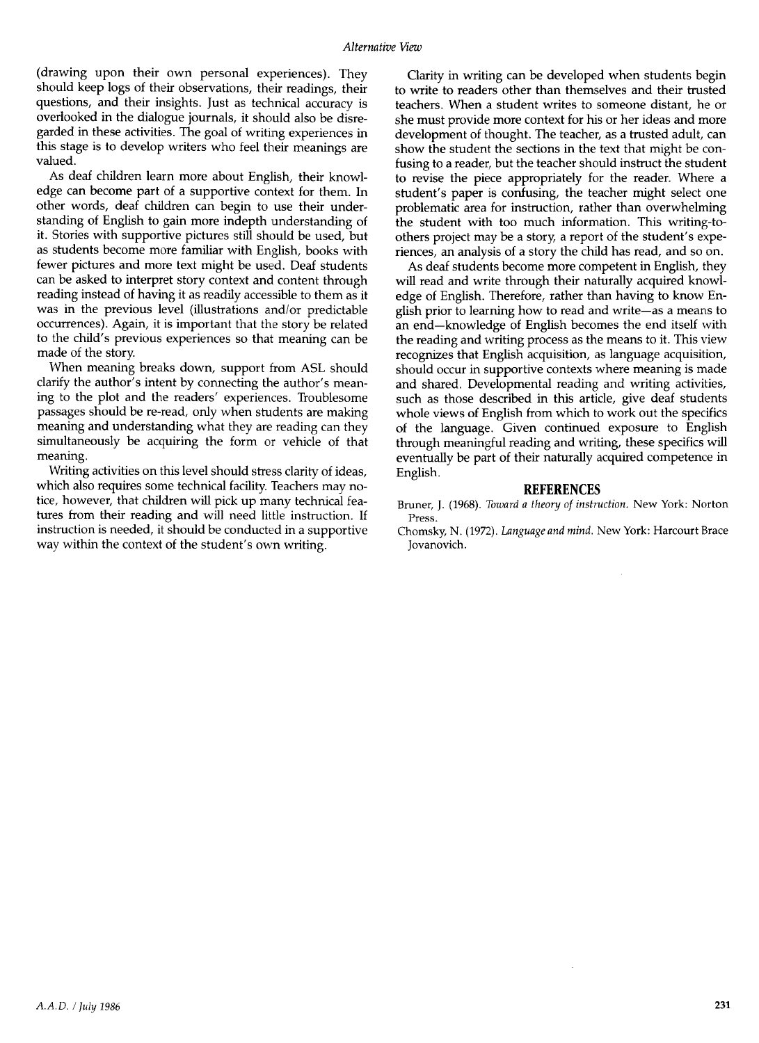(drawing upon their own personal experiences). They should keep logs of their observations, their readings, their questions, and their insights. Just as technical accuracy is overlooked in the dialogue journals, it should also be disregarded in these activities. The goal of writing experiences in this stage is to develop writers who feel their meanings are valued.

As deaf children learn more about English, their knowledge can become part of a supportive context for them. In other words, deaf children can begin to use their understanding of English to gain more indepth understanding of it. Stories with supportive pictures still should be used, but as students become more familiar with English, books with fewer pictures and more text might be used. Deaf students can be asked to interpret story context and content through reading instead of having it as readily accessible to them as it was in the previous level (illustrations and/or predictable occurrences). Again, it is important that the story be related to the child's previous experiences so that meaning can be made of the story.

When meaning breaks down, support from ASL should clarify the author's intent by connecting the author's meaning to the plot and the readers' experiences. Troublesome passages should be re-read, only when students are making meaning and understanding what they are reading can they simultaneously be acquiring the form or vehicle of that meaning.

Writing activities on this level should stress clarity of ideas, which also requires some technical facility. Teachers may notice, however, that children will pick up many technical features from their reading and will need little instruction. If instruction is needed, it should be conducted in a supportive way within the context of the student's own writing.

Clarity in writing can be developed when students begin to write to readers other than themselves and their trusted teachers. When a student writes to someone distant, he or she must provide more context for his or her ideas and more development of thought. The teacher, as a trusted adult, can show the student the sections in the text that might be confusing to a reader, but the teacher should instruct the student to revise the piece appropriately for the reader. Where a student's paper is confusing, the teacher might select one problematic area for instruction, rather than overwhelming the student with too much information. This writing-to-others project may be a story, a report of the student's experiences, an analysis of a story the child has read, and so on.

As deaf students become more competent in English, they will read and write through their naturally acquired knowledge of English. Therefore, rather than having to know English prior to learning how to read and write—as a means to an end—knowledge of English becomes the end itself with the reading and writing process as the means to it. This view recognizes that English acquisition, as language acquisition, should occur in supportive contexts where meaning is made and shared. Developmental reading and writing activities, such as those described in this article, give deaf students whole views of English from which to work out the specifics of the language. Given continued exposure to English through meaningful reading and writing, these specifics will eventually be part of their naturally acquired competence in English.

## REFERENCES

Bruner, J. (1968). *Toward a theory of instruction.* New York: Norton Press.

Chomsky, N. (1972). *Language and mind.* New York: Harcourt Brace Jovanovich.